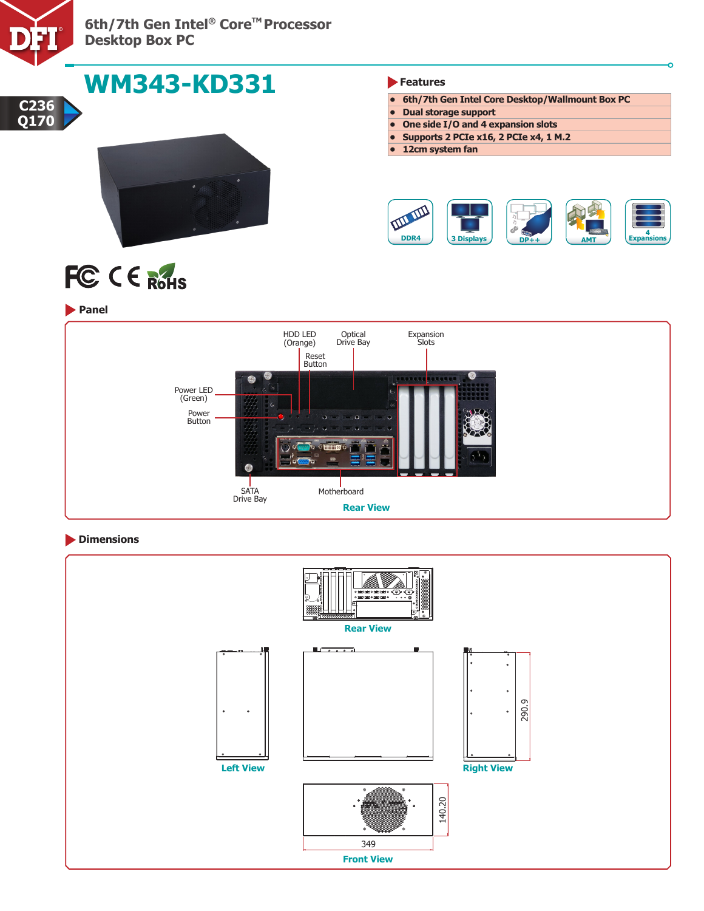# 6th/7th Gen Intel® Core™ Processor Desktop Box PC

# WM343-KD331

C236
Q170

## Features

- 6th/7th Gen Intel Core Desktop/Wallmount Box PC
- Dual storage support
- One side I/O and 4 expansion slots
- Supports 2 PCIe x16, 2 PCIe x4, 1 M.2
- 12cm system fan

DDR4 | 3 Displays | DP++ | AMT | 4 Expansions

## Panel

HDD LED (Orange)
Optical Drive Bay
Expansion Slots
Reset Button
Power LED (Green)
Power Button
SATA Drive Bay
Motherboard

Rear View

## Dimensions

Rear View

Left View

290.9

Right View

140.20

349

Front View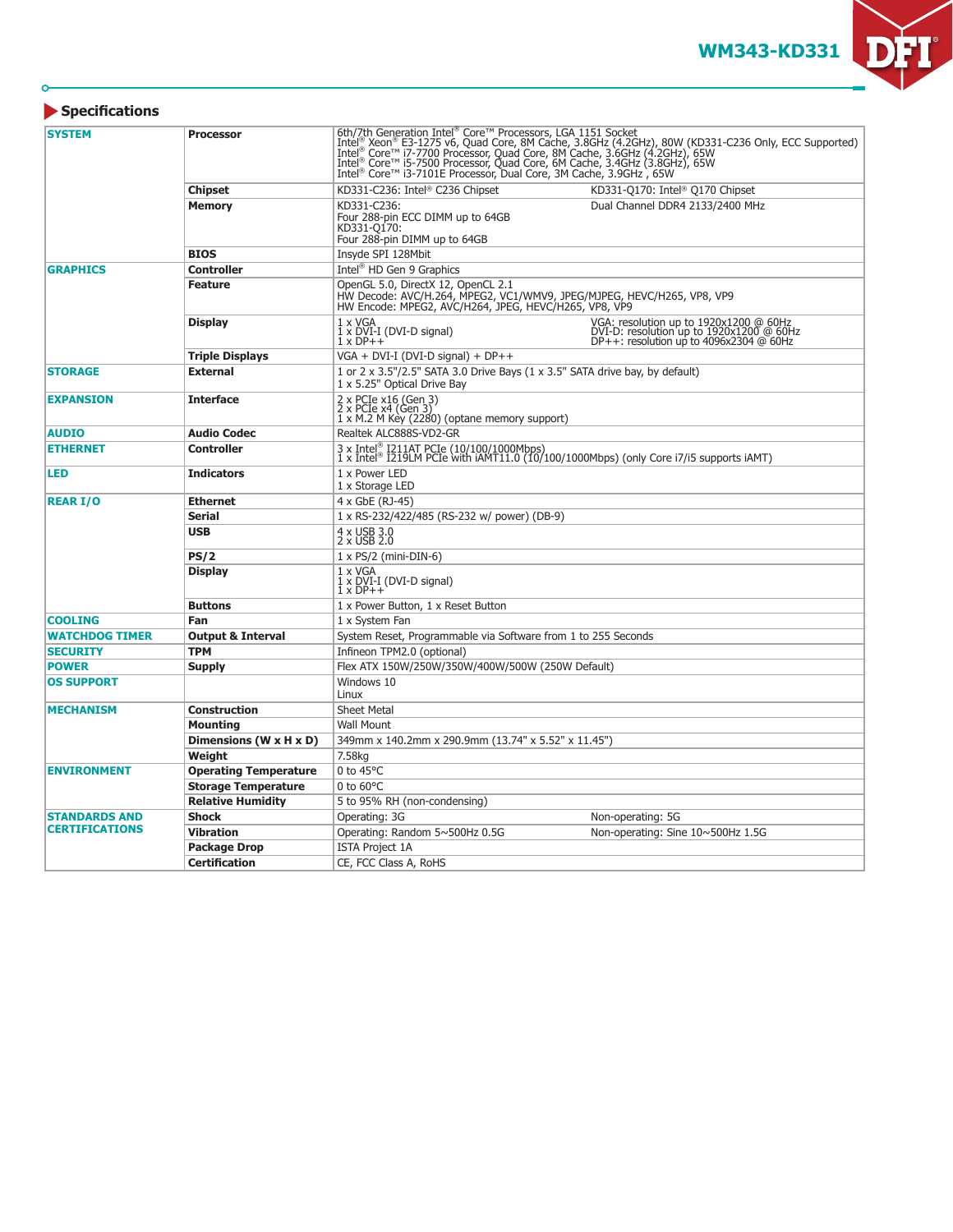## Specifications

| | | |
|---|---|---|
| **SYSTEM** | **Processor** | 6th/7th Generation Intel® Core™ Processors, LGA 1151 Socket<br>Intel® Xeon® E3-1275 v6, Quad Core, 8M Cache, 3.8GHz (4.2GHz), 80W (KD331-C236 Only, ECC Supported)<br>Intel® Core™ i7-7700 Processor, Quad Core, 8M Cache, 3.6GHz (4.2GHz), 65W<br>Intel® Core™ i5-7500 Processor, Quad Core, 6M Cache, 3.4GHz (3.8GHz), 65W<br>Intel® Core™ i3-7101E Processor, Dual Core, 3M Cache, 3.9GHz , 65W |
| | **Chipset** | KD331-C236: Intel® C236 Chipset &nbsp;&nbsp;&nbsp; KD331-Q170: Intel® Q170 Chipset |
| | **Memory** | KD331-C236:<br>Four 288-pin ECC DIMM up to 64GB<br>KD331-Q170:<br>Four 288-pin DIMM up to 64GB<br>Dual Channel DDR4 2133/2400 MHz |
| | **BIOS** | Insyde SPI 128Mbit |
| **GRAPHICS** | **Controller** | Intel® HD Gen 9 Graphics |
| | **Feature** | OpenGL 5.0, DirectX 12, OpenCL 2.1<br>HW Decode: AVC/H.264, MPEG2, VC1/WMV9, JPEG/MJPEG, HEVC/H265, VP8, VP9<br>HW Encode: MPEG2, AVC/H264, JPEG, HEVC/H265, VP8, VP9 |
| | **Display** | 1 x VGA<br>1 x DVI-I (DVI-D signal)<br>1 x DP++<br>VGA: resolution up to 1920x1200 @ 60Hz<br>DVI-D: resolution up to 1920x1200 @ 60Hz<br>DP++: resolution up to 4096x2304 @ 60Hz |
| | **Triple Displays** | VGA + DVI-I (DVI-D signal) + DP++ |
| **STORAGE** | **External** | 1 or 2 x 3.5"/2.5" SATA 3.0 Drive Bays (1 x 3.5" SATA drive bay, by default)<br>1 x 5.25" Optical Drive Bay |
| **EXPANSION** | **Interface** | 2 x PCIe x16 (Gen 3)<br>2 x PCIe x4 (Gen 3)<br>1 x M.2 M Key (2280) (optane memory support) |
| **AUDIO** | **Audio Codec** | Realtek ALC888S-VD2-GR |
| **ETHERNET** | **Controller** | 3 x Intel® I211AT PCIe (10/100/1000Mbps)<br>1 x Intel® I219LM PCIe with iAMT11.0 (10/100/1000Mbps) (only Core i7/i5 supports iAMT) |
| **LED** | **Indicators** | 1 x Power LED<br>1 x Storage LED |
| **REAR I/O** | **Ethernet** | 4 x GbE (RJ-45) |
| | **Serial** | 1 x RS-232/422/485 (RS-232 w/ power) (DB-9) |
| | **USB** | 4 x USB 3.0<br>2 x USB 2.0 |
| | **PS/2** | 1 x PS/2 (mini-DIN-6) |
| | **Display** | 1 x VGA<br>1 x DVI-I (DVI-D signal)<br>1 x DP++ |
| | **Buttons** | 1 x Power Button, 1 x Reset Button |
| **COOLING** | **Fan** | 1 x System Fan |
| **WATCHDOG TIMER** | **Output & Interval** | System Reset, Programmable via Software from 1 to 255 Seconds |
| **SECURITY** | **TPM** | Infineon TPM2.0 (optional) |
| **POWER** | **Supply** | Flex ATX 150W/250W/350W/400W/500W (250W Default) |
| **OS SUPPORT** | | Windows 10<br>Linux |
| **MECHANISM** | **Construction** | Sheet Metal |
| | **Mounting** | Wall Mount |
| | **Dimensions (W x H x D)** | 349mm x 140.2mm x 290.9mm (13.74" x 5.52" x 11.45") |
| | **Weight** | 7.58kg |
| **ENVIRONMENT** | **Operating Temperature** | 0 to 45°C |
| | **Storage Temperature** | 0 to 60°C |
| | **Relative Humidity** | 5 to 95% RH (non-condensing) |
| **STANDARDS AND CERTIFICATIONS** | **Shock** | Operating: 3G &nbsp;&nbsp;&nbsp; Non-operating: 5G |
| | **Vibration** | Operating: Random 5~500Hz 0.5G &nbsp;&nbsp;&nbsp; Non-operating: Sine 10~500Hz 1.5G |
| | **Package Drop** | ISTA Project 1A |
| | **Certification** | CE, FCC Class A, RoHS |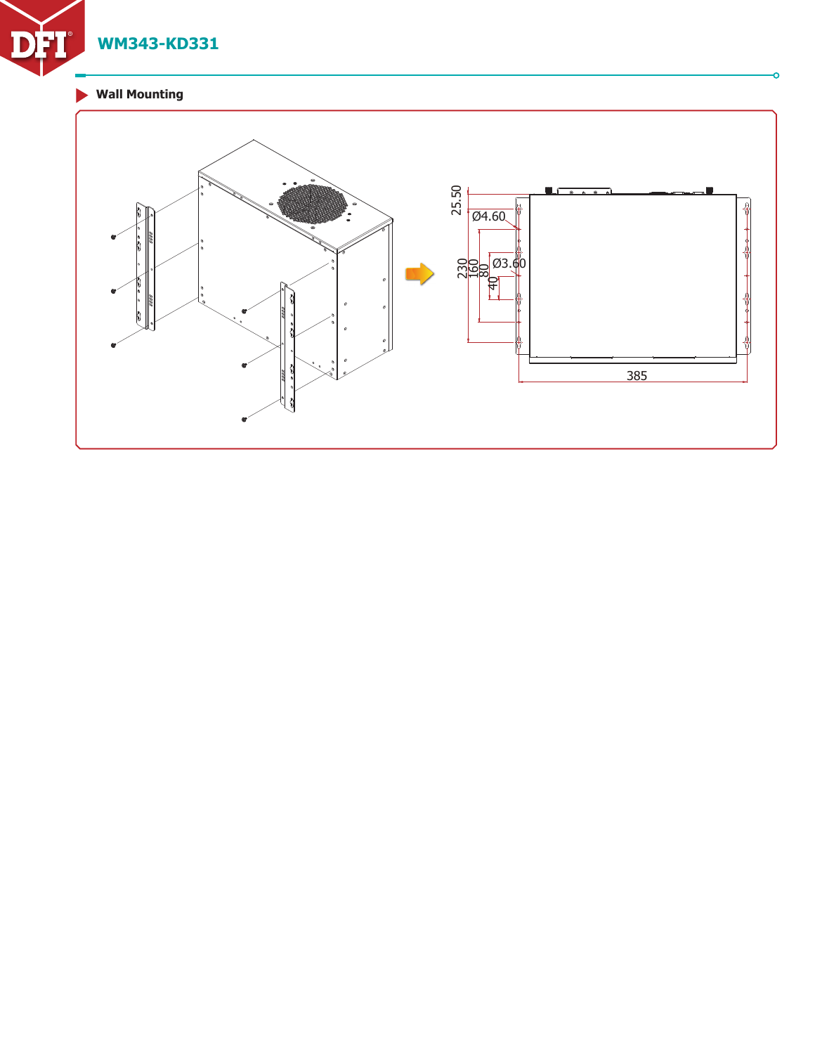## Wall Mounting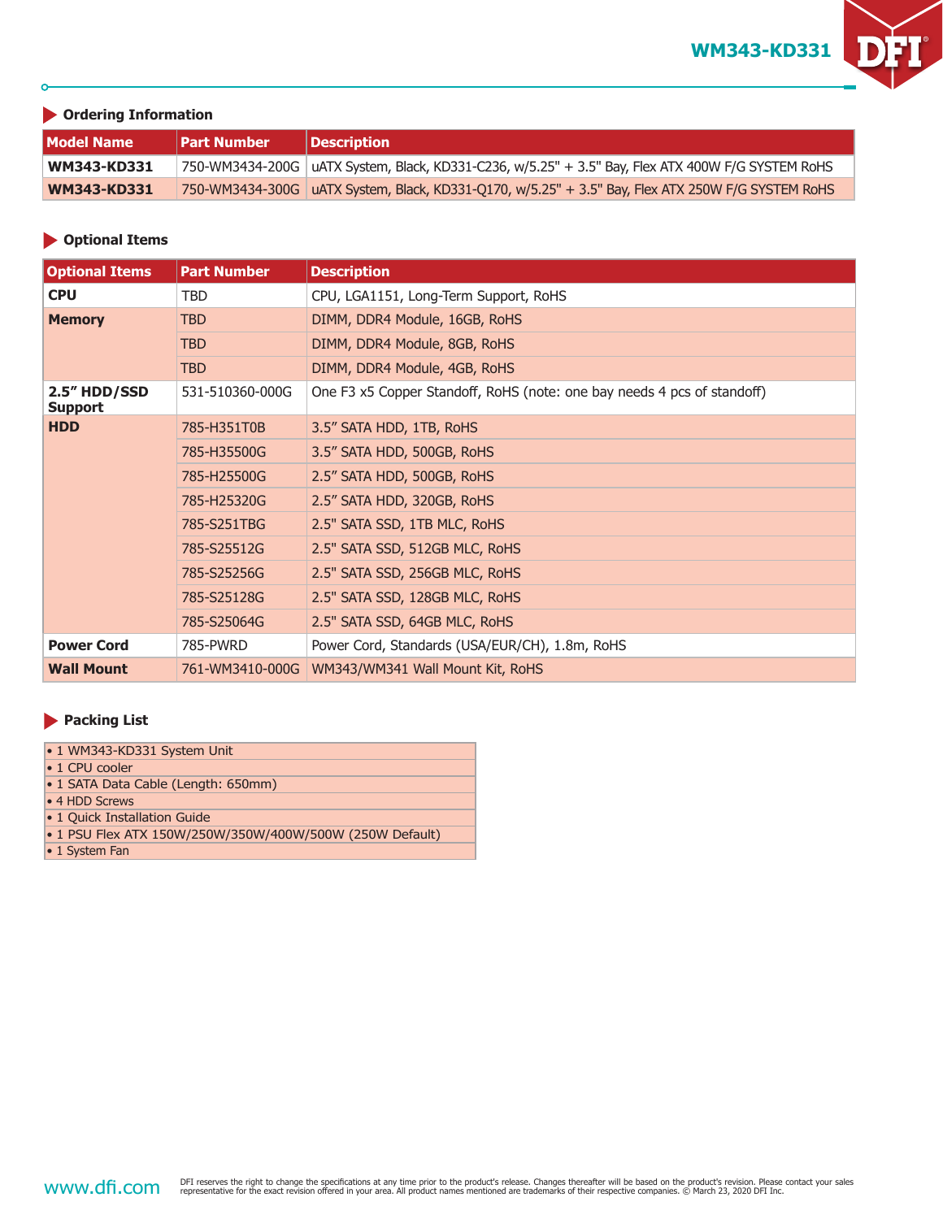## Ordering Information

| Model Name | Part Number | Description |
|---|---|---|
| **WM343-KD331** | 750-WM3434-200G | uATX System, Black, KD331-C236, w/5.25" + 3.5" Bay, Flex ATX 400W F/G SYSTEM RoHS |
| **WM343-KD331** | 750-WM3434-300G | uATX System, Black, KD331-Q170, w/5.25" + 3.5" Bay, Flex ATX 250W F/G SYSTEM RoHS |

## Optional Items

| Optional Items | Part Number | Description |
|---|---|---|
| **CPU** | TBD | CPU, LGA1151, Long-Term Support, RoHS |
| **Memory** | TBD | DIMM, DDR4 Module, 16GB, RoHS |
| | TBD | DIMM, DDR4 Module, 8GB, RoHS |
| | TBD | DIMM, DDR4 Module, 4GB, RoHS |
| **2.5" HDD/SSD Support** | 531-510360-000G | One F3 x5 Copper Standoff, RoHS (note: one bay needs 4 pcs of standoff) |
| **HDD** | 785-H351T0B | 3.5" SATA HDD, 1TB, RoHS |
| | 785-H35500G | 3.5" SATA HDD, 500GB, RoHS |
| | 785-H25500G | 2.5" SATA HDD, 500GB, RoHS |
| | 785-H25320G | 2.5" SATA HDD, 320GB, RoHS |
| | 785-S251TBG | 2.5" SATA SSD, 1TB MLC, RoHS |
| | 785-S25512G | 2.5" SATA SSD, 512GB MLC, RoHS |
| | 785-S25256G | 2.5" SATA SSD, 256GB MLC, RoHS |
| | 785-S25128G | 2.5" SATA SSD, 128GB MLC, RoHS |
| | 785-S25064G | 2.5" SATA SSD, 64GB MLC, RoHS |
| **Power Cord** | 785-PWRD | Power Cord, Standards (USA/EUR/CH), 1.8m, RoHS |
| **Wall Mount** | 761-WM3410-000G | WM343/WM341 Wall Mount Kit, RoHS |

## Packing List

- 1 WM343-KD331 System Unit
- 1 CPU cooler
- 1 SATA Data Cable (Length: 650mm)
- 4 HDD Screws
- 1 Quick Installation Guide
- 1 PSU Flex ATX 150W/250W/350W/400W/500W (250W Default)
- 1 System Fan

www.dfi.com DFI reserves the right to change the specifications at any time prior to the product's release. Changes thereafter will be based on the product's revision. Please contact your sales representative for the exact revision offered in your area. All product names mentioned are trademarks of their respective companies. © March 23, 2020 DFI Inc.